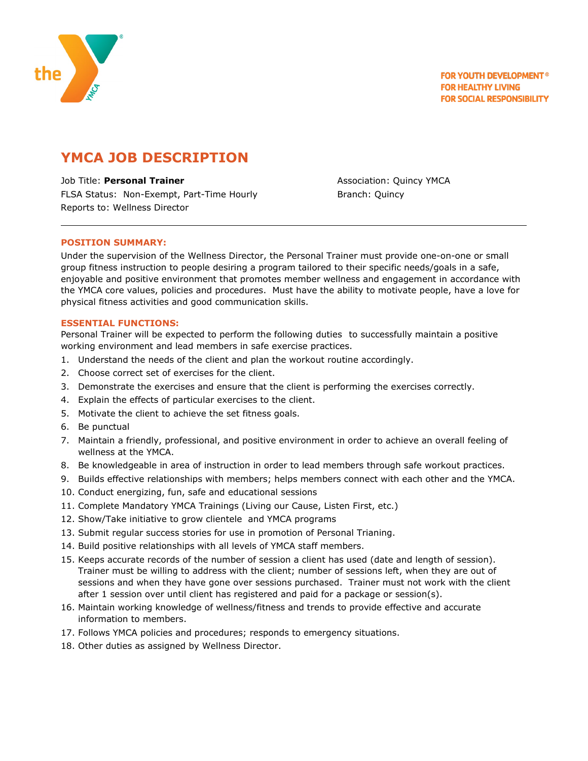FOR YOUTH DEVELOPMENT®
FOR HEALTHY LIVING
FOR SOCIAL RESPONSIBILITY

# YMCA JOB DESCRIPTION

Job Title: **Personal Trainer**
FLSA Status: Non-Exempt, Part-Time Hourly
Reports to: Wellness Director

Association: Quincy YMCA
Branch: Quincy

---

## POSITION SUMMARY:

Under the supervision of the Wellness Director, the Personal Trainer must provide one-on-one or small group fitness instruction to people desiring a program tailored to their specific needs/goals in a safe, enjoyable and positive environment that promotes member wellness and engagement in accordance with the YMCA core values, policies and procedures. Must have the ability to motivate people, have a love for physical fitness activities and good communication skills.

## ESSENTIAL FUNCTIONS:

Personal Trainer will be expected to perform the following duties to successfully maintain a positive working environment and lead members in safe exercise practices.

1. Understand the needs of the client and plan the workout routine accordingly.
2. Choose correct set of exercises for the client.
3. Demonstrate the exercises and ensure that the client is performing the exercises correctly.
4. Explain the effects of particular exercises to the client.
5. Motivate the client to achieve the set fitness goals.
6. Be punctual
7. Maintain a friendly, professional, and positive environment in order to achieve an overall feeling of wellness at the YMCA.
8. Be knowledgeable in area of instruction in order to lead members through safe workout practices.
9. Builds effective relationships with members; helps members connect with each other and the YMCA.
10. Conduct energizing, fun, safe and educational sessions
11. Complete Mandatory YMCA Trainings (Living our Cause, Listen First, etc.)
12. Show/Take initiative to grow clientele and YMCA programs
13. Submit regular success stories for use in promotion of Personal Trianing.
14. Build positive relationships with all levels of YMCA staff members.
15. Keeps accurate records of the number of session a client has used (date and length of session). Trainer must be willing to address with the client; number of sessions left, when they are out of sessions and when they have gone over sessions purchased. Trainer must not work with the client after 1 session over until client has registered and paid for a package or session(s).
16. Maintain working knowledge of wellness/fitness and trends to provide effective and accurate information to members.
17. Follows YMCA policies and procedures; responds to emergency situations.
18. Other duties as assigned by Wellness Director.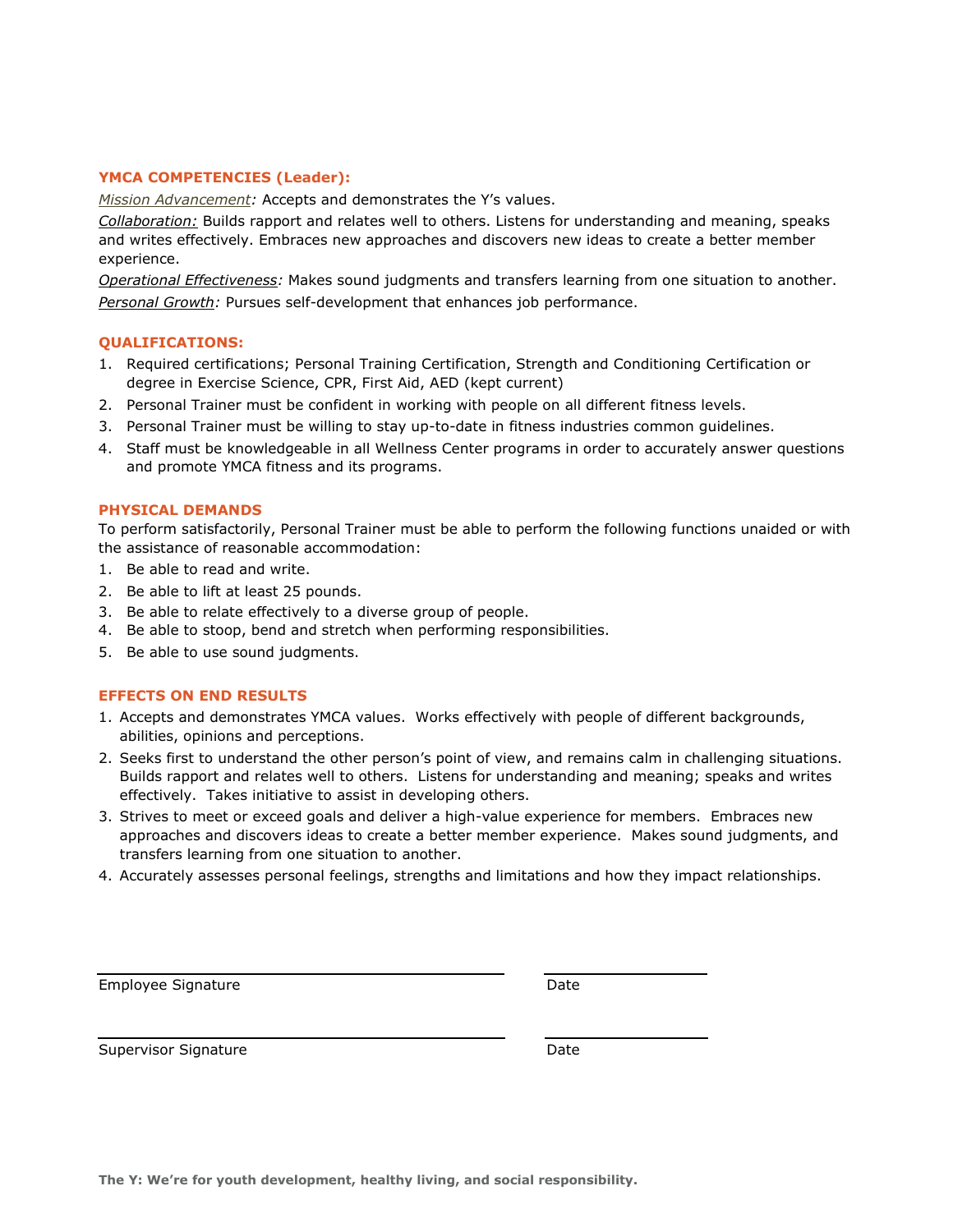## YMCA COMPETENCIES (Leader):

*Mission Advancement:* Accepts and demonstrates the Y's values.

*Collaboration:* Builds rapport and relates well to others. Listens for understanding and meaning, speaks and writes effectively. Embraces new approaches and discovers new ideas to create a better member experience.

*Operational Effectiveness:* Makes sound judgments and transfers learning from one situation to another.

*Personal Growth:* Pursues self-development that enhances job performance.

## QUALIFICATIONS:

1. Required certifications; Personal Training Certification, Strength and Conditioning Certification or degree in Exercise Science, CPR, First Aid, AED (kept current)
2. Personal Trainer must be confident in working with people on all different fitness levels.
3. Personal Trainer must be willing to stay up-to-date in fitness industries common guidelines.
4. Staff must be knowledgeable in all Wellness Center programs in order to accurately answer questions and promote YMCA fitness and its programs.

## PHYSICAL DEMANDS

To perform satisfactorily, Personal Trainer must be able to perform the following functions unaided or with the assistance of reasonable accommodation:

1. Be able to read and write.
2. Be able to lift at least 25 pounds.
3. Be able to relate effectively to a diverse group of people.
4. Be able to stoop, bend and stretch when performing responsibilities.
5. Be able to use sound judgments.

## EFFECTS ON END RESULTS

1. Accepts and demonstrates YMCA values. Works effectively with people of different backgrounds, abilities, opinions and perceptions.
2. Seeks first to understand the other person's point of view, and remains calm in challenging situations. Builds rapport and relates well to others. Listens for understanding and meaning; speaks and writes effectively. Takes initiative to assist in developing others.
3. Strives to meet or exceed goals and deliver a high-value experience for members. Embraces new approaches and discovers ideas to create a better member experience. Makes sound judgments, and transfers learning from one situation to another.
4. Accurately assesses personal feelings, strengths and limitations and how they impact relationships.

\_\_\_\_\_\_\_\_\_\_\_\_\_\_\_\_\_\_\_\_\_\_\_\_\_\_\_\_\_\_\_\_\_\_\_\_ \_\_\_\_\_\_\_\_\_\_\_\_\_\_

Employee Signature Date

\_\_\_\_\_\_\_\_\_\_\_\_\_\_\_\_\_\_\_\_\_\_\_\_\_\_\_\_\_\_\_\_\_\_\_\_ \_\_\_\_\_\_\_\_\_\_\_\_\_\_

Supervisor Signature Date

**The Y: We're for youth development, healthy living, and social responsibility.**